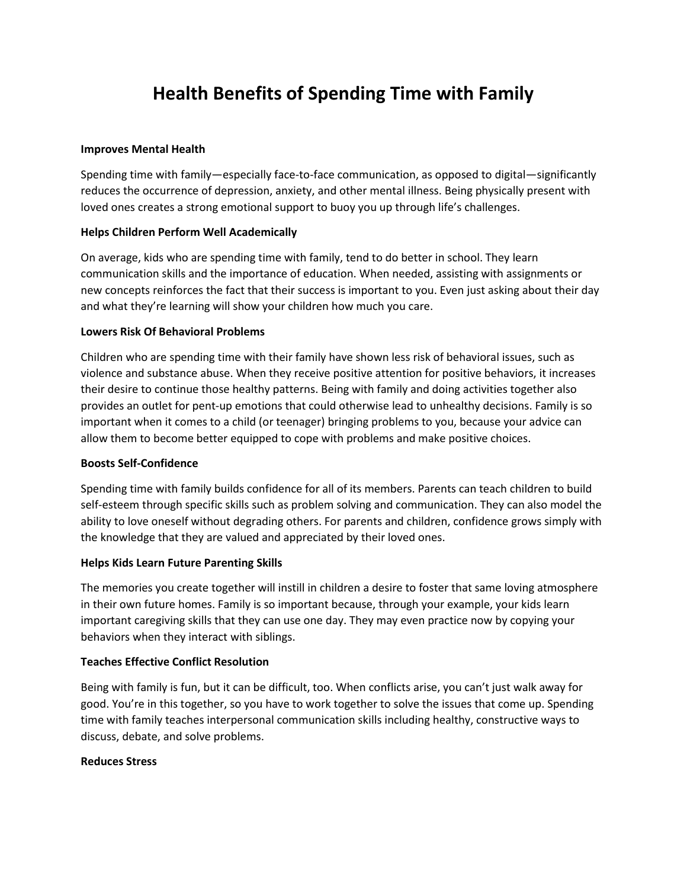# Health Benefits of Spending Time with Family

**Improves Mental Health**

Spending time with family—especially face-to-face communication, as opposed to digital—significantly reduces the occurrence of depression, anxiety, and other mental illness. Being physically present with loved ones creates a strong emotional support to buoy you up through life's challenges.

**Helps Children Perform Well Academically**

On average, kids who are spending time with family, tend to do better in school. They learn communication skills and the importance of education. When needed, assisting with assignments or new concepts reinforces the fact that their success is important to you. Even just asking about their day and what they're learning will show your children how much you care.

**Lowers Risk Of Behavioral Problems**

Children who are spending time with their family have shown less risk of behavioral issues, such as violence and substance abuse. When they receive positive attention for positive behaviors, it increases their desire to continue those healthy patterns. Being with family and doing activities together also provides an outlet for pent-up emotions that could otherwise lead to unhealthy decisions. Family is so important when it comes to a child (or teenager) bringing problems to you, because your advice can allow them to become better equipped to cope with problems and make positive choices.

**Boosts Self-Confidence**

Spending time with family builds confidence for all of its members. Parents can teach children to build self-esteem through specific skills such as problem solving and communication. They can also model the ability to love oneself without degrading others. For parents and children, confidence grows simply with the knowledge that they are valued and appreciated by their loved ones.

**Helps Kids Learn Future Parenting Skills**

The memories you create together will instill in children a desire to foster that same loving atmosphere in their own future homes. Family is so important because, through your example, your kids learn important caregiving skills that they can use one day. They may even practice now by copying your behaviors when they interact with siblings.

**Teaches Effective Conflict Resolution**

Being with family is fun, but it can be difficult, too. When conflicts arise, you can't just walk away for good. You're in this together, so you have to work together to solve the issues that come up. Spending time with family teaches interpersonal communication skills including healthy, constructive ways to discuss, debate, and solve problems.

**Reduces Stress**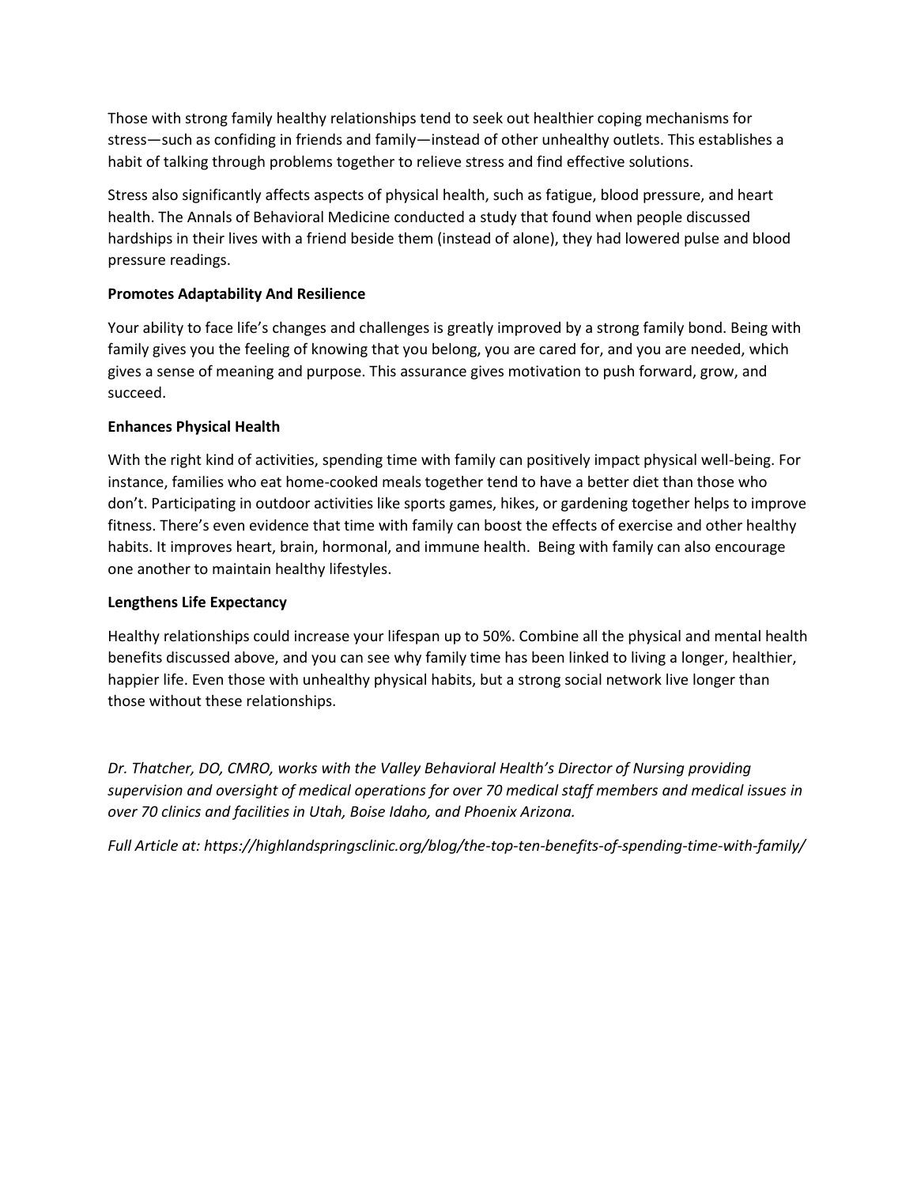Those with strong family healthy relationships tend to seek out healthier coping mechanisms for stress—such as confiding in friends and family—instead of other unhealthy outlets. This establishes a habit of talking through problems together to relieve stress and find effective solutions.

Stress also significantly affects aspects of physical health, such as fatigue, blood pressure, and heart health. The Annals of Behavioral Medicine conducted a study that found when people discussed hardships in their lives with a friend beside them (instead of alone), they had lowered pulse and blood pressure readings.

**Promotes Adaptability And Resilience**

Your ability to face life's changes and challenges is greatly improved by a strong family bond. Being with family gives you the feeling of knowing that you belong, you are cared for, and you are needed, which gives a sense of meaning and purpose. This assurance gives motivation to push forward, grow, and succeed.

**Enhances Physical Health**

With the right kind of activities, spending time with family can positively impact physical well-being. For instance, families who eat home-cooked meals together tend to have a better diet than those who don't. Participating in outdoor activities like sports games, hikes, or gardening together helps to improve fitness. There's even evidence that time with family can boost the effects of exercise and other healthy habits. It improves heart, brain, hormonal, and immune health. Being with family can also encourage one another to maintain healthy lifestyles.

**Lengthens Life Expectancy**

Healthy relationships could increase your lifespan up to 50%. Combine all the physical and mental health benefits discussed above, and you can see why family time has been linked to living a longer, healthier, happier life. Even those with unhealthy physical habits, but a strong social network live longer than those without these relationships.

*Dr. Thatcher, DO, CMRO, works with the Valley Behavioral Health's Director of Nursing providing supervision and oversight of medical operations for over 70 medical staff members and medical issues in over 70 clinics and facilities in Utah, Boise Idaho, and Phoenix Arizona.*

*Full Article at: https://highlandspringsclinic.org/blog/the-top-ten-benefits-of-spending-time-with-family/*